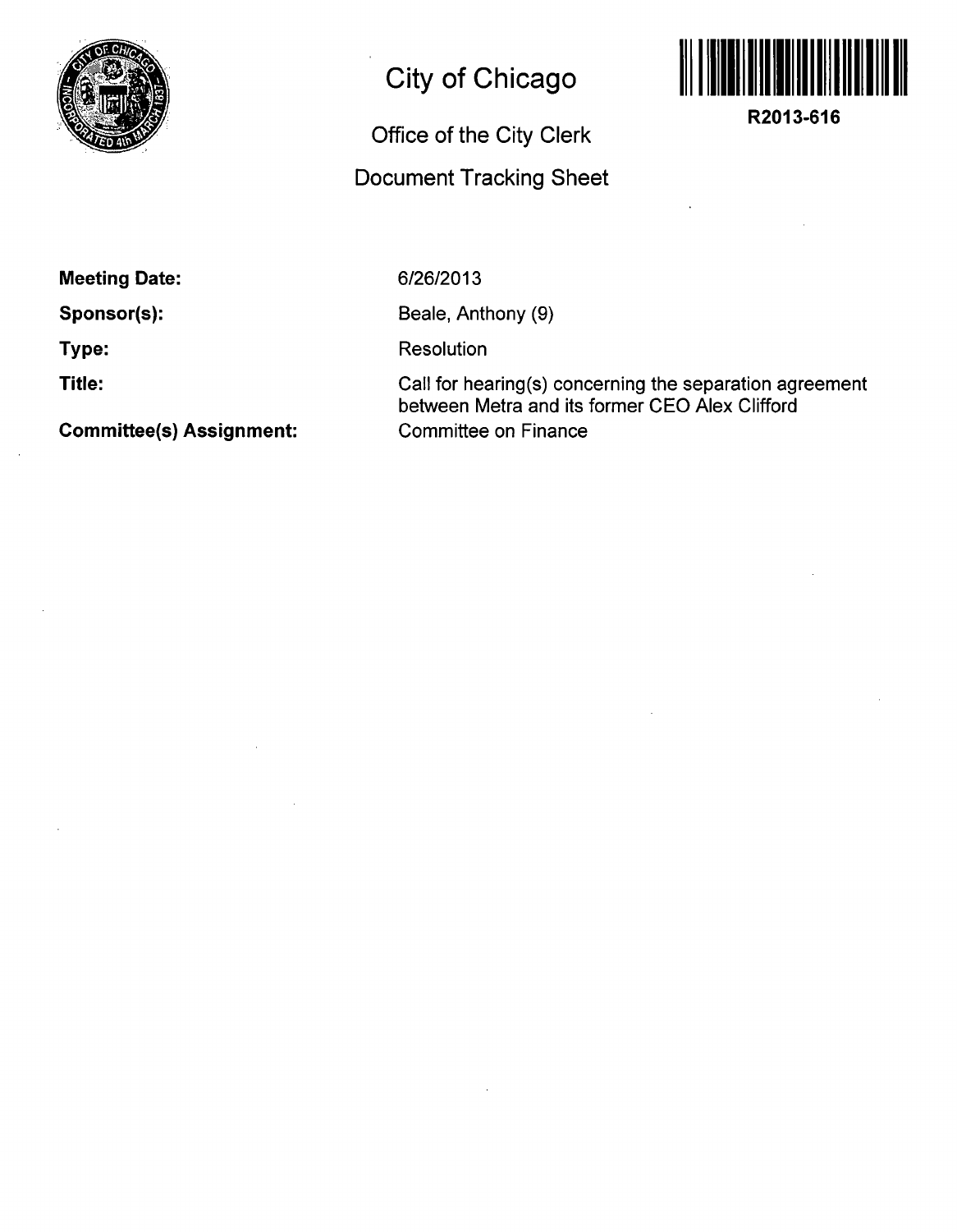# City of Chicago

## Office of the City Clerk

## Document Tracking Sheet

R2013-616

**Meeting Date:** 6/26/2013

**Sponsor(s):** Beale, Anthony (9)

**Type:** Resolution

**Title:** Call for hearing(s) concerning the separation agreement between Metra and its former CEO Alex Clifford

**Committee(s) Assignment:** Committee on Finance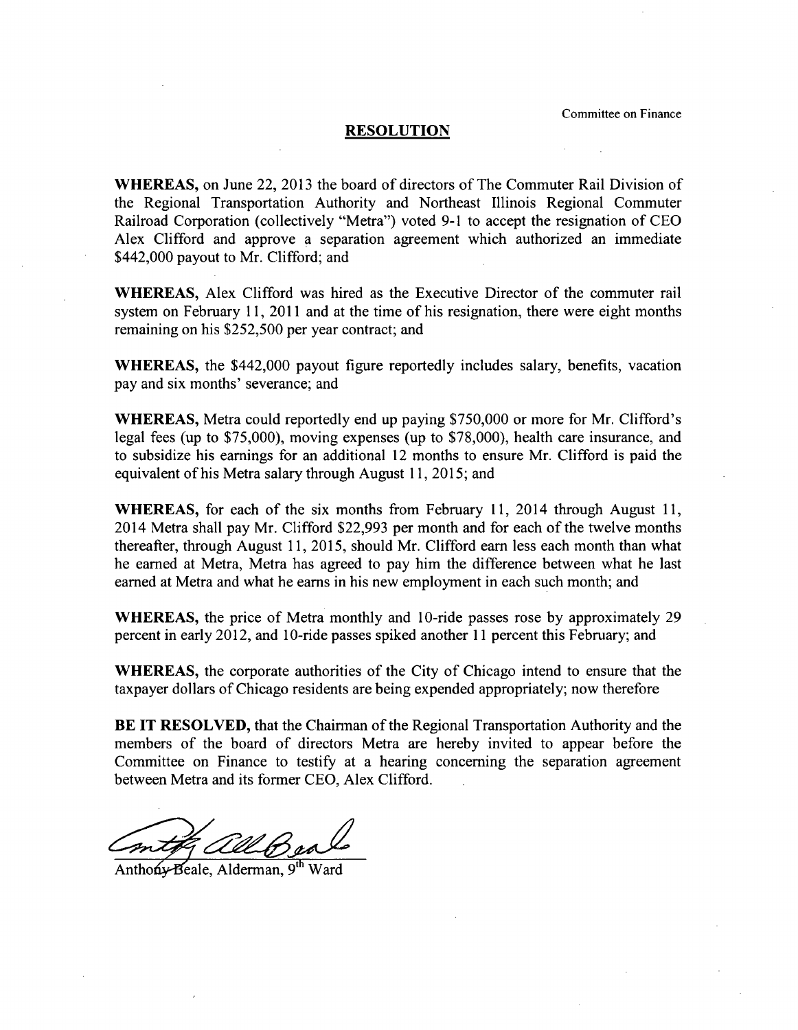Committee on Finance

## RESOLUTION

**WHEREAS,** on June 22, 2013 the board of directors of The Commuter Rail Division of the Regional Transportation Authority and Northeast Illinois Regional Commuter Railroad Corporation (collectively "Metra") voted 9-1 to accept the resignation of CEO Alex Clifford and approve a separation agreement which authorized an immediate $442,000 payout to Mr. Clifford; and

**WHEREAS,** Alex Clifford was hired as the Executive Director of the commuter rail system on February 11, 2011 and at the time of his resignation, there were eight months remaining on his $252,500 per year contract; and

**WHEREAS,** the $442,000 payout figure reportedly includes salary, benefits, vacation pay and six months' severance; and

**WHEREAS,** Metra could reportedly end up paying $750,000 or more for Mr. Clifford's legal fees (up to $75,000), moving expenses (up to $78,000), health care insurance, and to subsidize his earnings for an additional 12 months to ensure Mr. Clifford is paid the equivalent of his Metra salary through August 11, 2015; and

**WHEREAS,** for each of the six months from February 11, 2014 through August 11, 2014 Metra shall pay Mr. Clifford $22,993 per month and for each of the twelve months thereafter, through August 11, 2015, should Mr. Clifford earn less each month than what he earned at Metra, Metra has agreed to pay him the difference between what he last earned at Metra and what he earns in his new employment in each such month; and

**WHEREAS,** the price of Metra monthly and 10-ride passes rose by approximately 29 percent in early 2012, and 10-ride passes spiked another 11 percent this February; and

**WHEREAS,** the corporate authorities of the City of Chicago intend to ensure that the taxpayer dollars of Chicago residents are being expended appropriately; now therefore

**BE IT RESOLVED,** that the Chairman of the Regional Transportation Authority and the members of the board of directors Metra are hereby invited to appear before the Committee on Finance to testify at a hearing concerning the separation agreement between Metra and its former CEO, Alex Clifford.

Anthony Beale, Alderman, 9th Ward